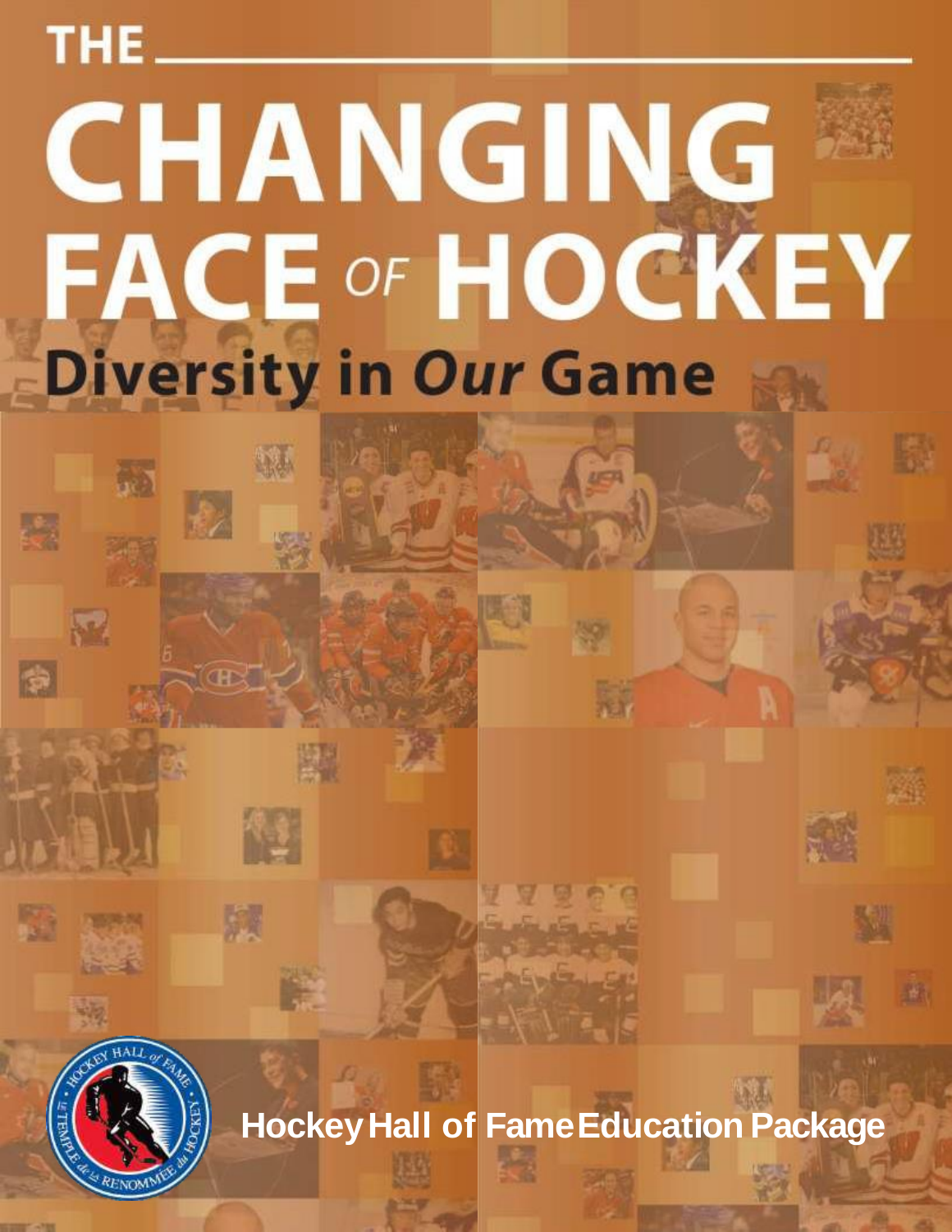# THE CHANGING FACE OF HOCKEY

## Diversity in *Our* Game

**Hockey Hall of Fame Education Package**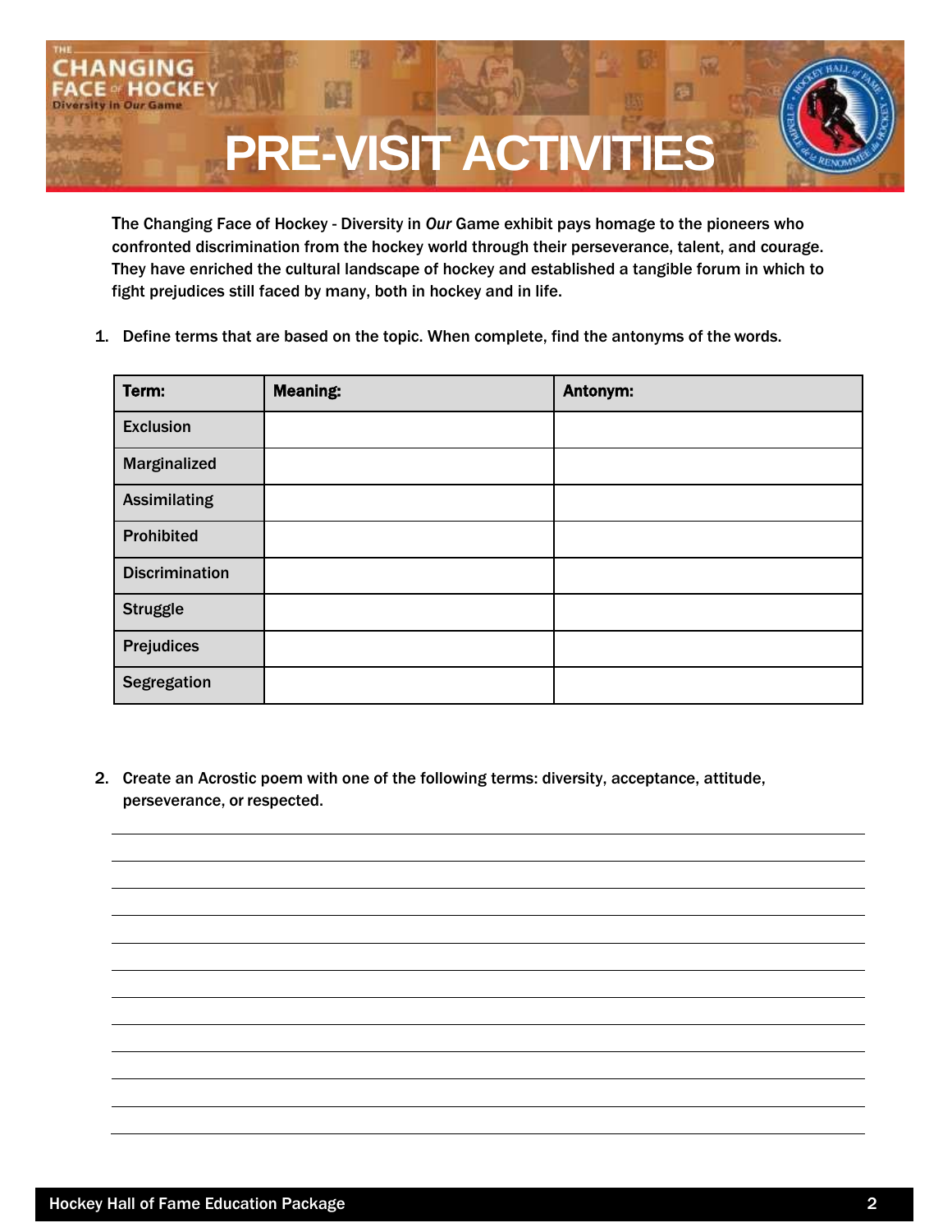# PRE-VISIT ACTIVITIES

The Changing Face of Hockey - Diversity in *Our* Game exhibit pays homage to the pioneers who confronted discrimination from the hockey world through their perseverance, talent, and courage. They have enriched the cultural landscape of hockey and established a tangible forum in which to fight prejudices still faced by many, both in hockey and in life.

1. Define terms that are based on the topic. When complete, find the antonyms of the words.

| Term: | Meaning: | Antonym: |
|---|---|---|
| Exclusion | | |
| Marginalized | | |
| Assimilating | | |
| Prohibited | | |
| Discrimination | | |
| Struggle | | |
| Prejudices | | |
| Segregation | | |

2. Create an Acrostic poem with one of the following terms: diversity, acceptance, attitude, perseverance, or respected.

______________________________________________________________________

______________________________________________________________________

______________________________________________________________________

______________________________________________________________________

______________________________________________________________________

______________________________________________________________________

______________________________________________________________________

______________________________________________________________________

______________________________________________________________________

______________________________________________________________________

______________________________________________________________________

______________________________________________________________________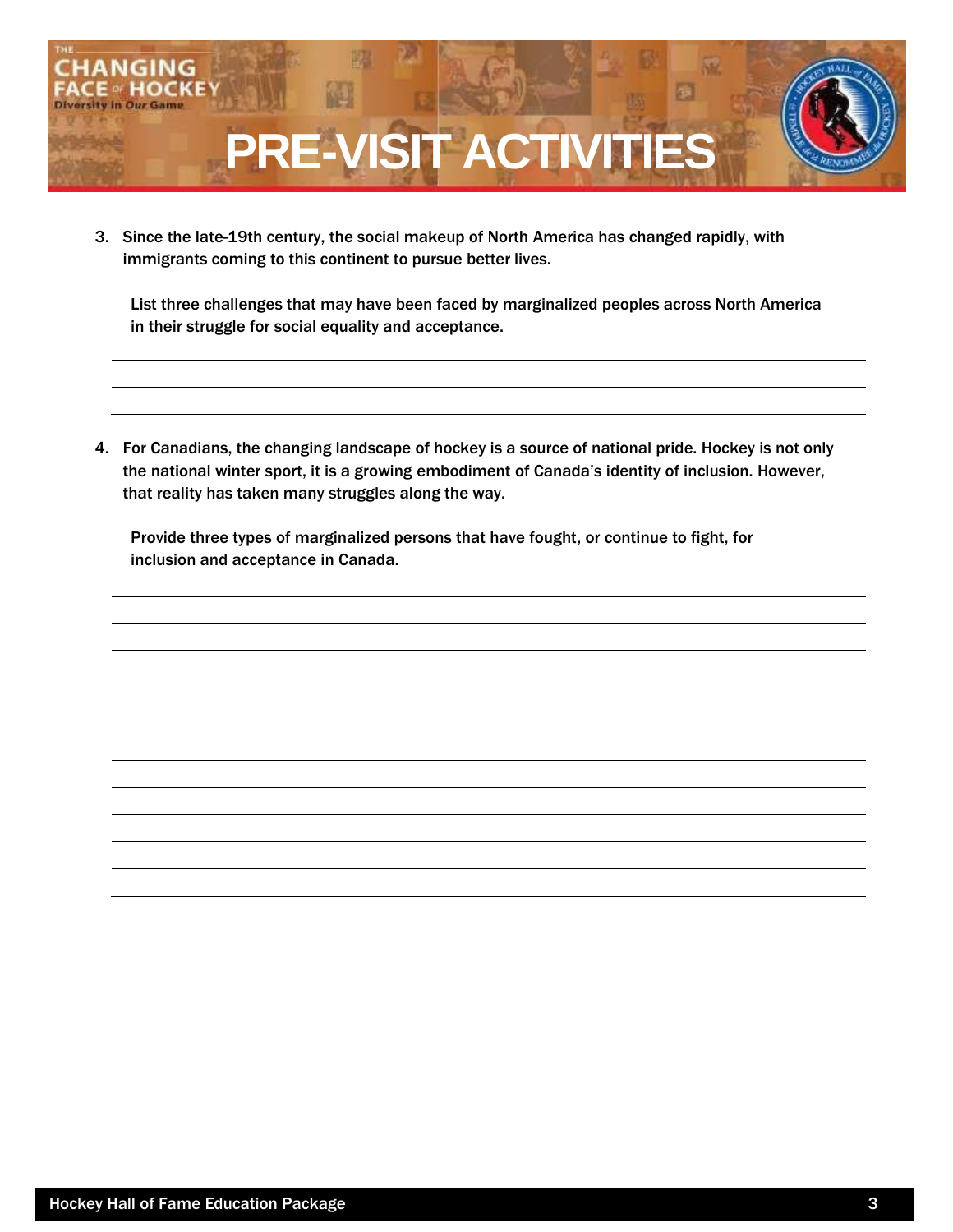# PRE-VISIT ACTIVITIES

3. Since the late-19th century, the social makeup of North America has changed rapidly, with immigrants coming to this continent to pursue better lives.

   List three challenges that may have been faced by marginalized peoples across North America in their struggle for social equality and acceptance.

4. For Canadians, the changing landscape of hockey is a source of national pride. Hockey is not only the national winter sport, it is a growing embodiment of Canada's identity of inclusion. However, that reality has taken many struggles along the way.

   Provide three types of marginalized persons that have fought, or continue to fight, for inclusion and acceptance in Canada.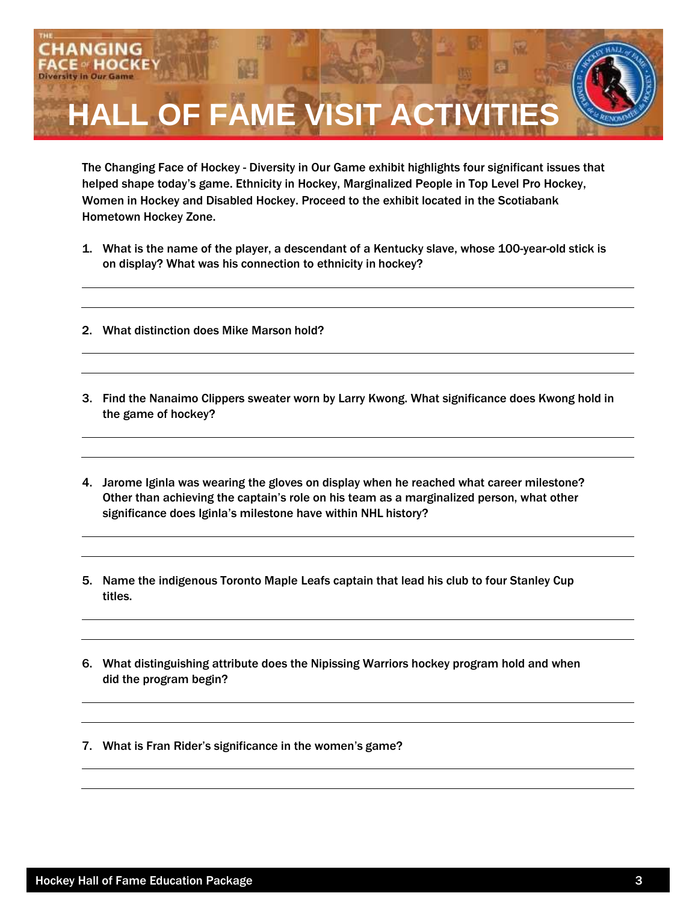# HALL OF FAME VISIT ACTIVITIES

The Changing Face of Hockey - Diversity in Our Game exhibit highlights four significant issues that helped shape today's game. Ethnicity in Hockey, Marginalized People in Top Level Pro Hockey, Women in Hockey and Disabled Hockey. Proceed to the exhibit located in the Scotiabank Hometown Hockey Zone.

1. What is the name of the player, a descendant of a Kentucky slave, whose 100-year-old stick is on display? What was his connection to ethnicity in hockey?

2. What distinction does Mike Marson hold?

3. Find the Nanaimo Clippers sweater worn by Larry Kwong. What significance does Kwong hold in the game of hockey?

4. Jarome Iginla was wearing the gloves on display when he reached what career milestone? Other than achieving the captain's role on his team as a marginalized person, what other significance does Iginla's milestone have within NHL history?

5. Name the indigenous Toronto Maple Leafs captain that lead his club to four Stanley Cup titles.

6. What distinguishing attribute does the Nipissing Warriors hockey program hold and when did the program begin?

7. What is Fran Rider's significance in the women's game?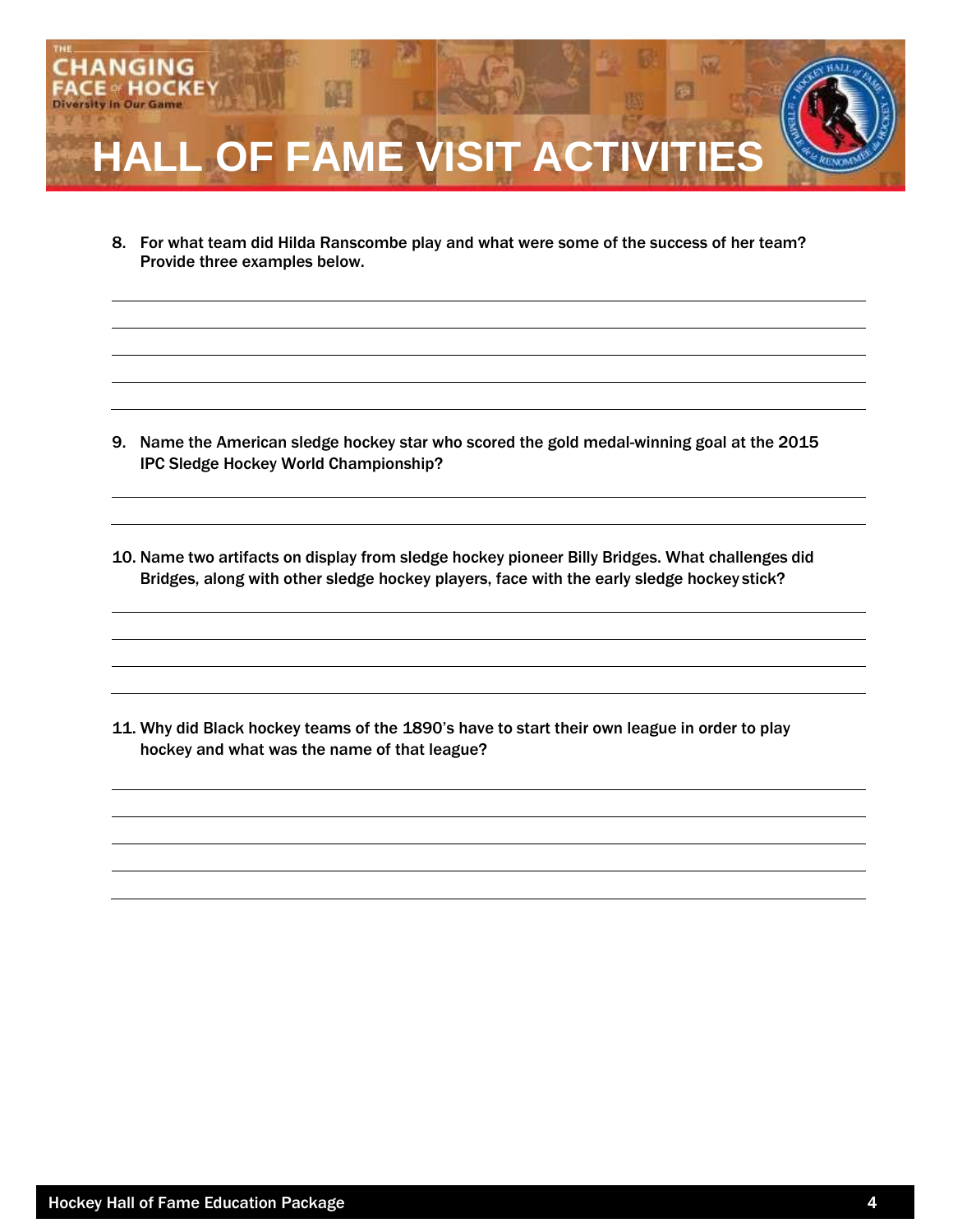# HALL OF FAME VISIT ACTIVITIES

8. For what team did Hilda Ranscombe play and what were some of the success of her team? Provide three examples below.

_______________________________________________

_______________________________________________

_______________________________________________

_______________________________________________

_______________________________________________

9. Name the American sledge hockey star who scored the gold medal-winning goal at the 2015 IPC Sledge Hockey World Championship?

_______________________________________________

_______________________________________________

10. Name two artifacts on display from sledge hockey pioneer Billy Bridges. What challenges did Bridges, along with other sledge hockey players, face with the early sledge hockey stick?

_______________________________________________

_______________________________________________

_______________________________________________

_______________________________________________

11. Why did Black hockey teams of the 1890's have to start their own league in order to play hockey and what was the name of that league?

_______________________________________________

_______________________________________________

_______________________________________________

_______________________________________________

_______________________________________________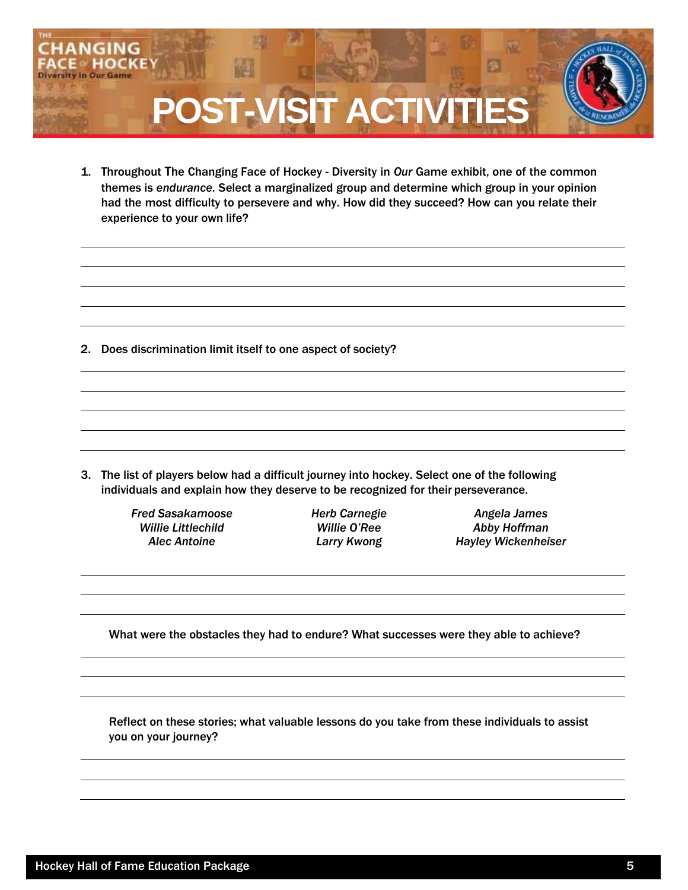# POST-VISIT ACTIVITIES

1. Throughout The Changing Face of Hockey - Diversity in *Our* Game exhibit, one of the common themes is *endurance*. Select a marginalized group and determine which group in your opinion had the most difficulty to persevere and why. How did they succeed? How can you relate their experience to your own life?

2. Does discrimination limit itself to one aspect of society?

3. The list of players below had a difficult journey into hockey. Select one of the following individuals and explain how they deserve to be recognized for their perseverance.

   *Fred Sasakamoose*
   *Willie Littlechild*
   *Alec Antoine*
   *Herb Carnegie*
   *Willie O'Ree*
   *Larry Kwong*
   *Angela James*
   *Abby Hoffman*
   *Hayley Wickenheiser*

   What were the obstacles they had to endure? What successes were they able to achieve?

   Reflect on these stories; what valuable lessons do you take from these individuals to assist you on your journey?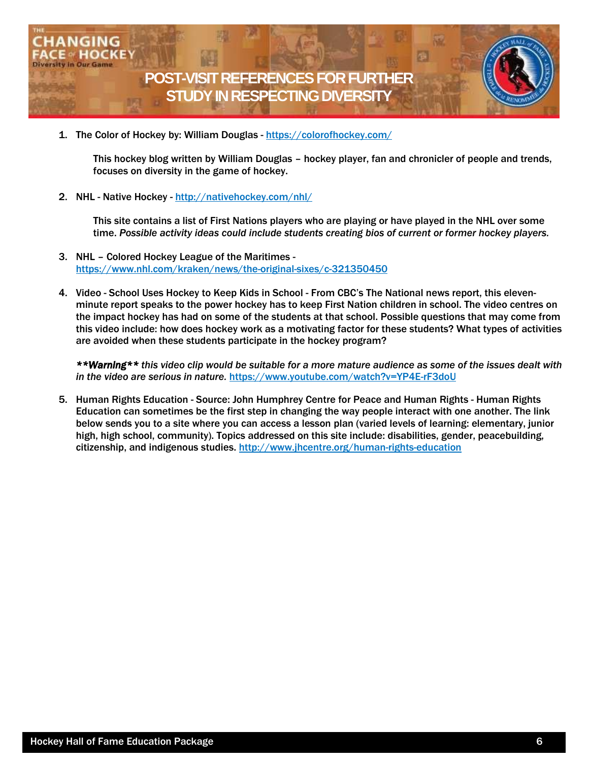# POST-VISIT REFERENCES FOR FURTHER STUDY IN RESPECTING DIVERSITY

1. The Color of Hockey by: William Douglas - https://colorofhockey.com/

   This hockey blog written by William Douglas – hockey player, fan and chronicler of people and trends, focuses on diversity in the game of hockey.

2. NHL - Native Hockey - http://nativehockey.com/nhl/

   This site contains a list of First Nations players who are playing or have played in the NHL over some time. *Possible activity ideas could include students creating bios of current or former hockey players.*

3. NHL – Colored Hockey League of the Maritimes - https://www.nhl.com/kraken/news/the-original-sixes/c-321350450

4. Video - School Uses Hockey to Keep Kids in School - From CBC's The National news report, this eleven-minute report speaks to the power hockey has to keep First Nation children in school. The video centres on the impact hockey has had on some of the students at that school. Possible questions that may come from this video include: how does hockey work as a motivating factor for these students? What types of activities are avoided when these students participate in the hockey program?

   ***Warning** this video clip would be suitable for a more mature audience as some of the issues dealt with in the video are serious in nature.* https://www.youtube.com/watch?v=YP4E-rF3doU

5. Human Rights Education - Source: John Humphrey Centre for Peace and Human Rights - Human Rights Education can sometimes be the first step in changing the way people interact with one another. The link below sends you to a site where you can access a lesson plan (varied levels of learning: elementary, junior high, high school, community). Topics addressed on this site include: disabilities, gender, peacebuilding, citizenship, and indigenous studies. http://www.jhcentre.org/human-rights-education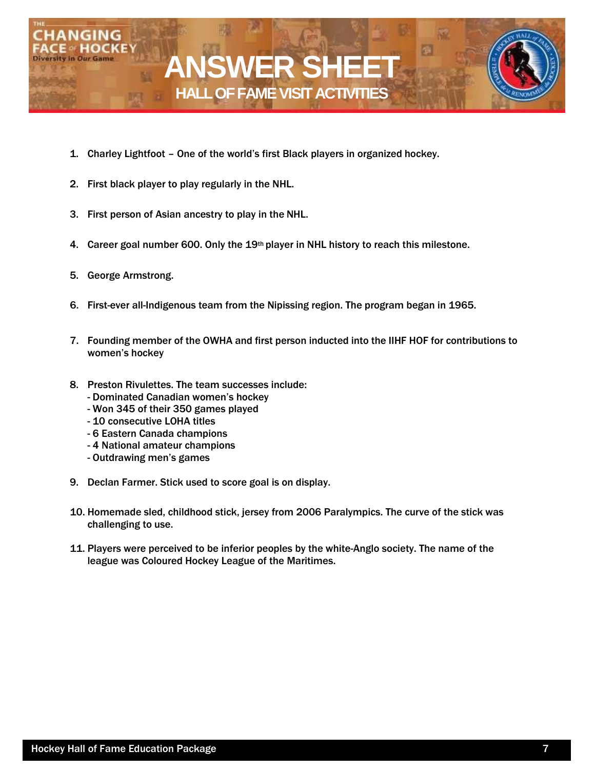# ANSWER SHEET

## HALL OF FAME VISIT ACTIVITIES

1. Charley Lightfoot – One of the world's first Black players in organized hockey.

2. First black player to play regularly in the NHL.

3. First person of Asian ancestry to play in the NHL.

4. Career goal number 600. Only the 19th player in NHL history to reach this milestone.

5. George Armstrong.

6. First-ever all-Indigenous team from the Nipissing region. The program began in 1965.

7. Founding member of the OWHA and first person inducted into the IIHF HOF for contributions to women's hockey

8. Preston Rivulettes. The team successes include:
   - Dominated Canadian women's hockey
   - Won 345 of their 350 games played
   - 10 consecutive LOHA titles
   - 6 Eastern Canada champions
   - 4 National amateur champions
   - Outdrawing men's games

9. Declan Farmer. Stick used to score goal is on display.

10. Homemade sled, childhood stick, jersey from 2006 Paralympics. The curve of the stick was challenging to use.

11. Players were perceived to be inferior peoples by the white-Anglo society. The name of the league was Coloured Hockey League of the Maritimes.